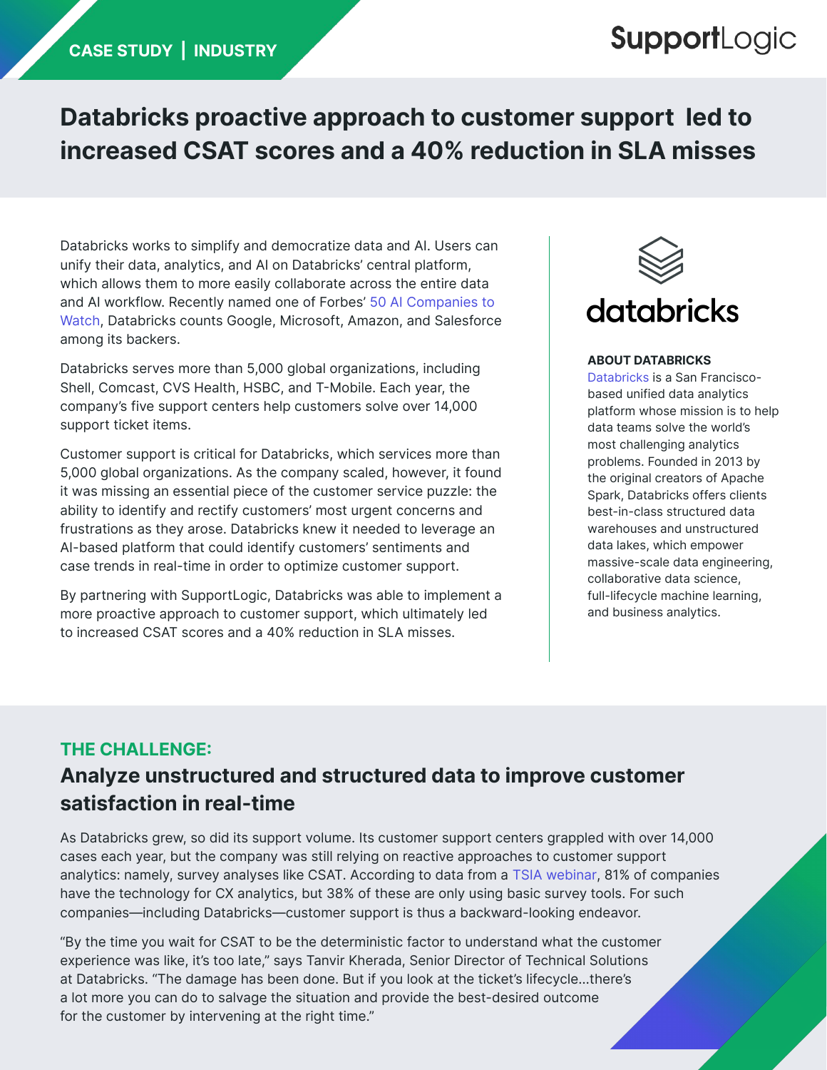CASE STUDY | INDUSTRY

SupportLogic

# Databricks proactive approach to customer support led to increased CSAT scores and a 40% reduction in SLA misses

Databricks works to simplify and democratize data and AI. Users can unify their data, analytics, and AI on Databricks' central platform, which allows them to more easily collaborate across the entire data and AI workflow. Recently named one of Forbes' 50 AI Companies to Watch, Databricks counts Google, Microsoft, Amazon, and Salesforce among its backers.

Databricks serves more than 5,000 global organizations, including Shell, Comcast, CVS Health, HSBC, and T-Mobile. Each year, the company's five support centers help customers solve over 14,000 support ticket items.

Customer support is critical for Databricks, which services more than 5,000 global organizations. As the company scaled, however, it found it was missing an essential piece of the customer service puzzle: the ability to identify and rectify customers' most urgent concerns and frustrations as they arose. Databricks knew it needed to leverage an AI-based platform that could identify customers' sentiments and case trends in real-time in order to optimize customer support.

By partnering with SupportLogic, Databricks was able to implement a more proactive approach to customer support, which ultimately led to increased CSAT scores and a 40% reduction in SLA misses.

databricks

**ABOUT DATABRICKS**

Databricks is a San Francisco-based unified data analytics platform whose mission is to help data teams solve the world's most challenging analytics problems. Founded in 2013 by the original creators of Apache Spark, Databricks offers clients best-in-class structured data warehouses and unstructured data lakes, which empower massive-scale data engineering, collaborative data science, full-lifecycle machine learning, and business analytics.

## THE CHALLENGE:

## Analyze unstructured and structured data to improve customer satisfaction in real-time

As Databricks grew, so did its support volume. Its customer support centers grappled with over 14,000 cases each year, but the company was still relying on reactive approaches to customer support analytics: namely, survey analyses like CSAT. According to data from a TSIA webinar, 81% of companies have the technology for CX analytics, but 38% of these are only using basic survey tools. For such companies—including Databricks—customer support is thus a backward-looking endeavor.

"By the time you wait for CSAT to be the deterministic factor to understand what the customer experience was like, it's too late," says Tanvir Kherada, Senior Director of Technical Solutions at Databricks. "The damage has been done. But if you look at the ticket's lifecycle...there's a lot more you can do to salvage the situation and provide the best-desired outcome for the customer by intervening at the right time."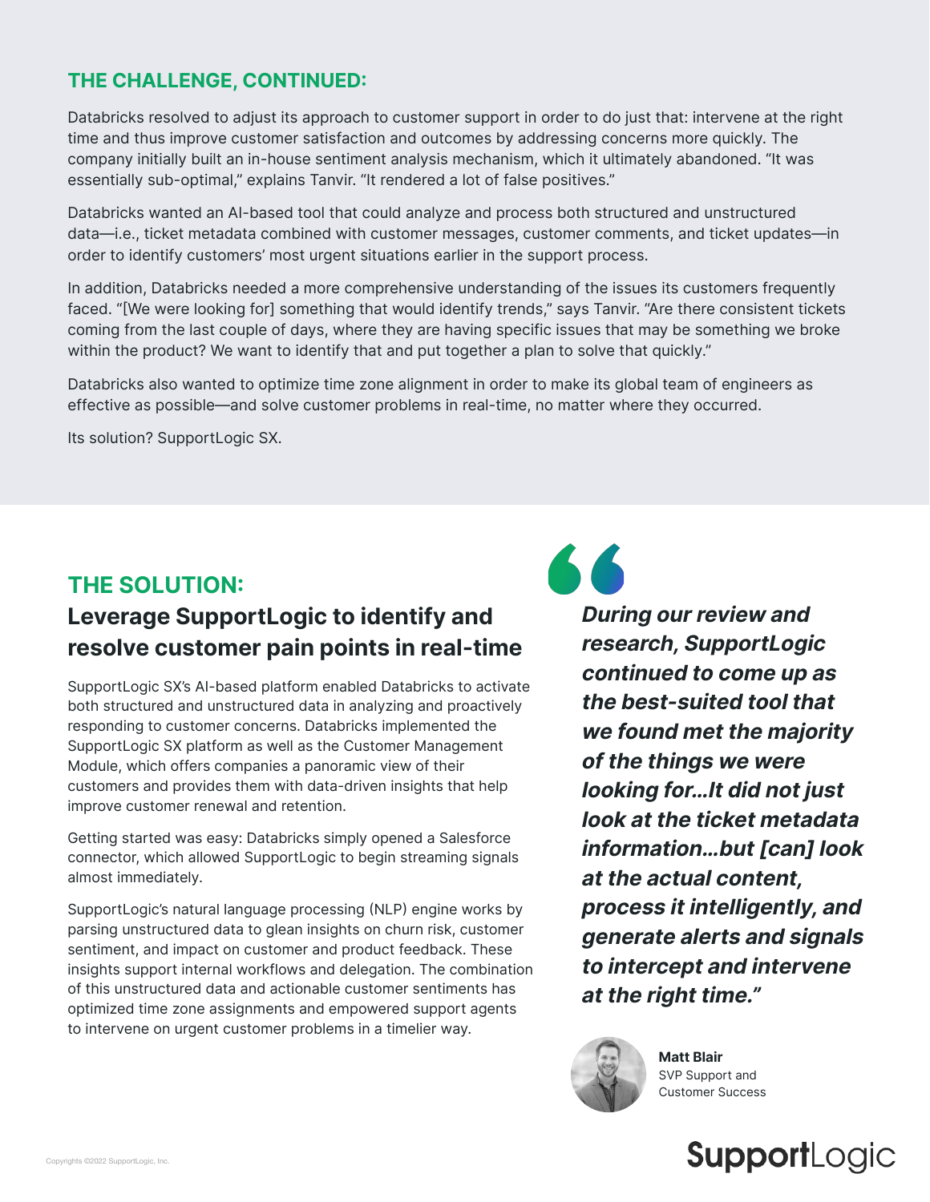## THE CHALLENGE, CONTINUED:

Databricks resolved to adjust its approach to customer support in order to do just that: intervene at the right time and thus improve customer satisfaction and outcomes by addressing concerns more quickly. The company initially built an in-house sentiment analysis mechanism, which it ultimately abandoned. “It was essentially sub-optimal,” explains Tanvir. “It rendered a lot of false positives.”

Databricks wanted an AI-based tool that could analyze and process both structured and unstructured data—i.e., ticket metadata combined with customer messages, customer comments, and ticket updates—in order to identify customers' most urgent situations earlier in the support process.

In addition, Databricks needed a more comprehensive understanding of the issues its customers frequently faced. “[We were looking for] something that would identify trends,” says Tanvir. “Are there consistent tickets coming from the last couple of days, where they are having specific issues that may be something we broke within the product? We want to identify that and put together a plan to solve that quickly.”

Databricks also wanted to optimize time zone alignment in order to make its global team of engineers as effective as possible—and solve customer problems in real-time, no matter where they occurred.

Its solution? SupportLogic SX.

## THE SOLUTION:

### Leverage SupportLogic to identify and resolve customer pain points in real-time

SupportLogic SX's AI-based platform enabled Databricks to activate both structured and unstructured data in analyzing and proactively responding to customer concerns. Databricks implemented the SupportLogic SX platform as well as the Customer Management Module, which offers companies a panoramic view of their customers and provides them with data-driven insights that help improve customer renewal and retention.

Getting started was easy: Databricks simply opened a Salesforce connector, which allowed SupportLogic to begin streaming signals almost immediately.

SupportLogic's natural language processing (NLP) engine works by parsing unstructured data to glean insights on churn risk, customer sentiment, and impact on customer and product feedback. These insights support internal workflows and delegation. The combination of this unstructured data and actionable customer sentiments has optimized time zone assignments and empowered support agents to intervene on urgent customer problems in a timelier way.

> ***During our review and research, SupportLogic continued to come up as the best-suited tool that we found met the majority of the things we were looking for…It did not just look at the ticket metadata information…but [can] look at the actual content, process it intelligently, and generate alerts and signals to intercept and intervene at the right time.”***
>
> **Matt Blair**
> SVP Support and Customer Success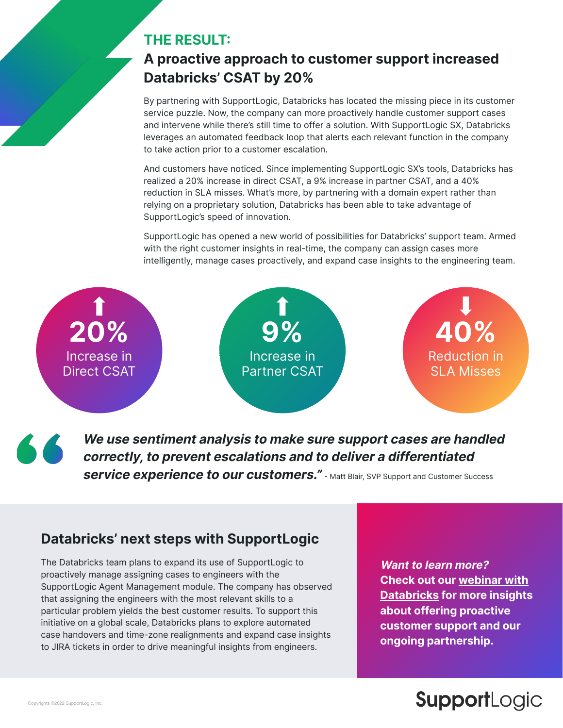## THE RESULT:

# A proactive approach to customer support increased Databricks' CSAT by 20%

By partnering with SupportLogic, Databricks has located the missing piece in its customer service puzzle. Now, the company can more proactively handle customer support cases and intervene while there's still time to offer a solution. With SupportLogic SX, Databricks leverages an automated feedback loop that alerts each relevant function in the company to take action prior to a customer escalation.

And customers have noticed. Since implementing SupportLogic SX's tools, Databricks has realized a 20% increase in direct CSAT, a 9% increase in partner CSAT, and a 40% reduction in SLA misses. What's more, by partnering with a domain expert rather than relying on a proprietary solution, Databricks has been able to take advantage of SupportLogic's speed of innovation.

SupportLogic has opened a new world of possibilities for Databricks' support team. Armed with the right customer insights in real-time, the company can assign cases more intelligently, manage cases proactively, and expand case insights to the engineering team.

⬆ **20%** Increase in Direct CSAT

⬆ **9%** Increase in Partner CSAT

⬇ **40%** Reduction in SLA Misses

> ***We use sentiment analysis to make sure support cases are handled correctly, to prevent escalations and to deliver a differentiated service experience to our customers."*** - Matt Blair, SVP Support and Customer Success

## Databricks' next steps with SupportLogic

The Databricks team plans to expand its use of SupportLogic to proactively manage assigning cases to engineers with the SupportLogic Agent Management module. The company has observed that assigning the engineers with the most relevant skills to a particular problem yields the best customer results. To support this initiative on a global scale, Databricks plans to explore automated case handovers and time-zone realignments and expand case insights to JIRA tickets in order to drive meaningful insights from engineers.

***Want to learn more?***
**Check out our webinar with Databricks for more insights about offering proactive customer support and our ongoing partnership.**

Copyrights ©2022 SupportLogic, Inc.

SupportLogic